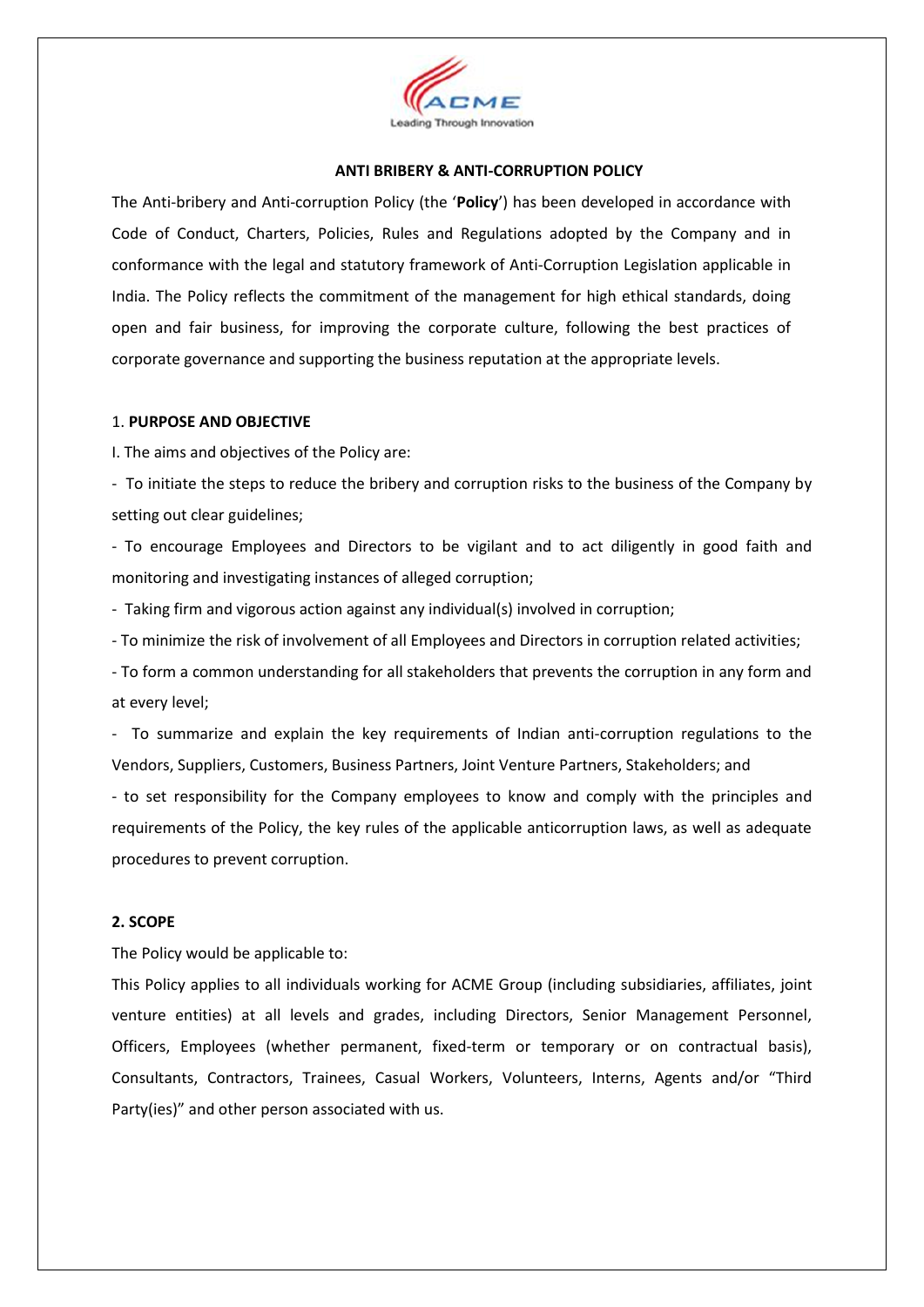# ANTI BRIBERY & ANTI-CORRUPTION POLICY

The Anti-bribery and Anti-corruption Policy (the '**Policy**') has been developed in accordance with Code of Conduct, Charters, Policies, Rules and Regulations adopted by the Company and in conformance with the legal and statutory framework of Anti-Corruption Legislation applicable in India. The Policy reflects the commitment of the management for high ethical standards, doing open and fair business, for improving the corporate culture, following the best practices of corporate governance and supporting the business reputation at the appropriate levels.

## 1. PURPOSE AND OBJECTIVE

I. The aims and objectives of the Policy are:

- To initiate the steps to reduce the bribery and corruption risks to the business of the Company by setting out clear guidelines;
- To encourage Employees and Directors to be vigilant and to act diligently in good faith and monitoring and investigating instances of alleged corruption;
- Taking firm and vigorous action against any individual(s) involved in corruption;
- To minimize the risk of involvement of all Employees and Directors in corruption related activities;
- To form a common understanding for all stakeholders that prevents the corruption in any form and at every level;
- To summarize and explain the key requirements of Indian anti-corruption regulations to the Vendors, Suppliers, Customers, Business Partners, Joint Venture Partners, Stakeholders; and
- to set responsibility for the Company employees to know and comply with the principles and requirements of the Policy, the key rules of the applicable anticorruption laws, as well as adequate procedures to prevent corruption.

## 2. SCOPE

The Policy would be applicable to:

This Policy applies to all individuals working for ACME Group (including subsidiaries, affiliates, joint venture entities) at all levels and grades, including Directors, Senior Management Personnel, Officers, Employees (whether permanent, fixed-term or temporary or on contractual basis), Consultants, Contractors, Trainees, Casual Workers, Volunteers, Interns, Agents and/or "Third Party(ies)" and other person associated with us.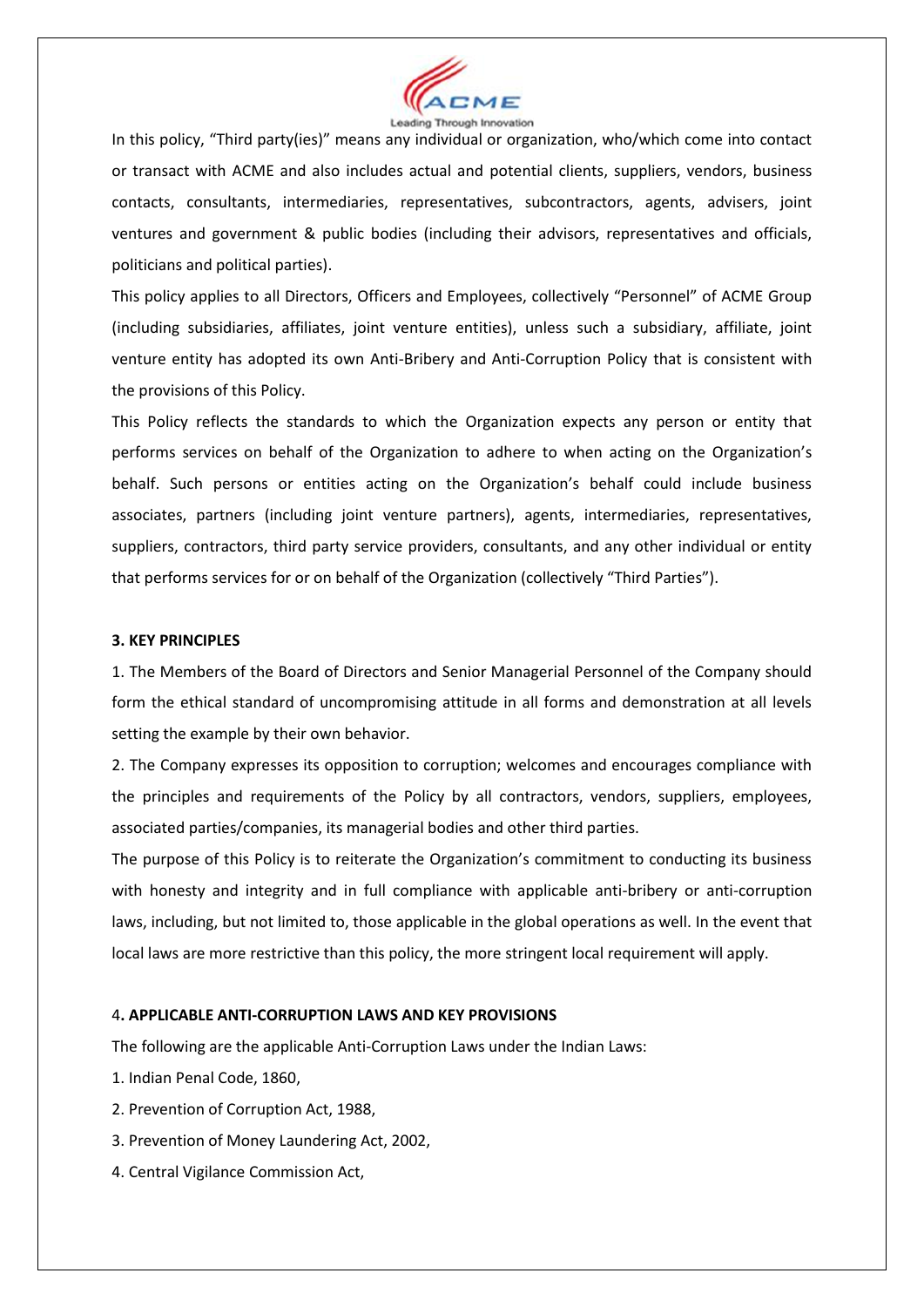In this policy, "Third party(ies)" means any individual or organization, who/which come into contact or transact with ACME and also includes actual and potential clients, suppliers, vendors, business contacts, consultants, intermediaries, representatives, subcontractors, agents, advisers, joint ventures and government & public bodies (including their advisors, representatives and officials, politicians and political parties).

This policy applies to all Directors, Officers and Employees, collectively "Personnel" of ACME Group (including subsidiaries, affiliates, joint venture entities), unless such a subsidiary, affiliate, joint venture entity has adopted its own Anti-Bribery and Anti-Corruption Policy that is consistent with the provisions of this Policy.

This Policy reflects the standards to which the Organization expects any person or entity that performs services on behalf of the Organization to adhere to when acting on the Organization's behalf. Such persons or entities acting on the Organization's behalf could include business associates, partners (including joint venture partners), agents, intermediaries, representatives, suppliers, contractors, third party service providers, consultants, and any other individual or entity that performs services for or on behalf of the Organization (collectively "Third Parties").

## 3. KEY PRINCIPLES

1. The Members of the Board of Directors and Senior Managerial Personnel of the Company should form the ethical standard of uncompromising attitude in all forms and demonstration at all levels setting the example by their own behavior.
2. The Company expresses its opposition to corruption; welcomes and encourages compliance with the principles and requirements of the Policy by all contractors, vendors, suppliers, employees, associated parties/companies, its managerial bodies and other third parties.

The purpose of this Policy is to reiterate the Organization's commitment to conducting its business with honesty and integrity and in full compliance with applicable anti-bribery or anti-corruption laws, including, but not limited to, those applicable in the global operations as well. In the event that local laws are more restrictive than this policy, the more stringent local requirement will apply.

## 4. APPLICABLE ANTI-CORRUPTION LAWS AND KEY PROVISIONS

The following are the applicable Anti-Corruption Laws under the Indian Laws:

1. Indian Penal Code, 1860,
2. Prevention of Corruption Act, 1988,
3. Prevention of Money Laundering Act, 2002,
4. Central Vigilance Commission Act,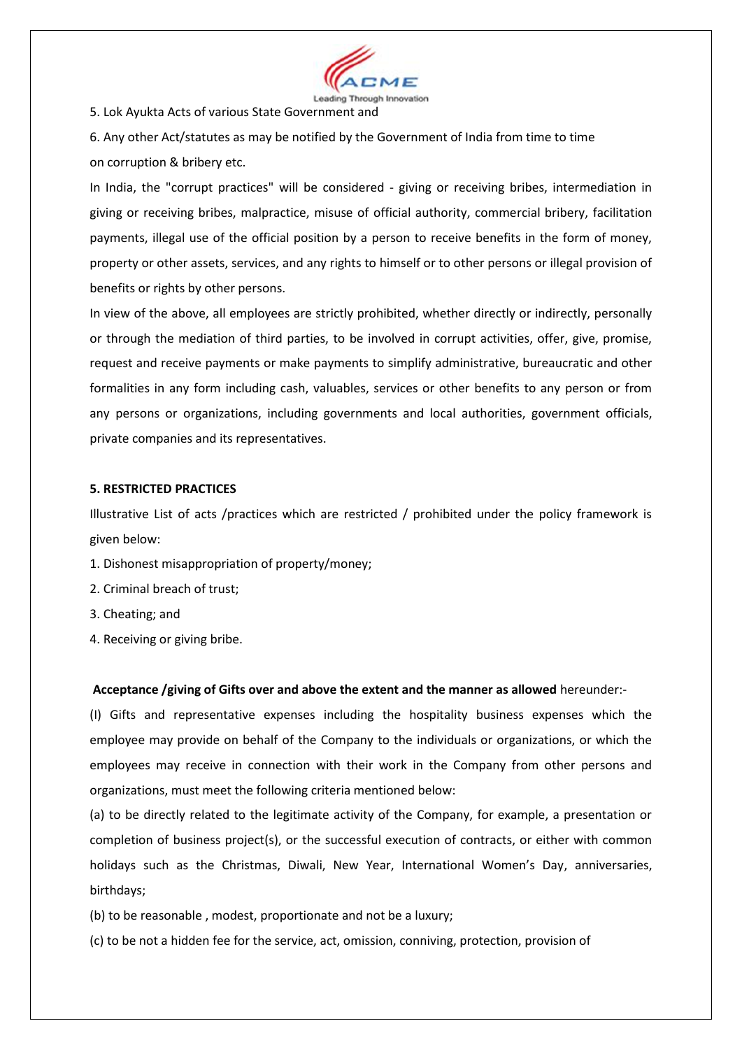5. Lok Ayukta Acts of various State Government and

6. Any other Act/statutes as may be notified by the Government of India from time to time on corruption & bribery etc.

In India, the "corrupt practices" will be considered - giving or receiving bribes, intermediation in giving or receiving bribes, malpractice, misuse of official authority, commercial bribery, facilitation payments, illegal use of the official position by a person to receive benefits in the form of money, property or other assets, services, and any rights to himself or to other persons or illegal provision of benefits or rights by other persons.

In view of the above, all employees are strictly prohibited, whether directly or indirectly, personally or through the mediation of third parties, to be involved in corrupt activities, offer, give, promise, request and receive payments or make payments to simplify administrative, bureaucratic and other formalities in any form including cash, valuables, services or other benefits to any person or from any persons or organizations, including governments and local authorities, government officials, private companies and its representatives.

**5. RESTRICTED PRACTICES**

Illustrative List of acts /practices which are restricted / prohibited under the policy framework is given below:

1. Dishonest misappropriation of property/money;
2. Criminal breach of trust;
3. Cheating; and
4. Receiving or giving bribe.

**Acceptance /giving of Gifts over and above the extent and the manner as allowed** hereunder:-

(I) Gifts and representative expenses including the hospitality business expenses which the employee may provide on behalf of the Company to the individuals or organizations, or which the employees may receive in connection with their work in the Company from other persons and organizations, must meet the following criteria mentioned below:

(a) to be directly related to the legitimate activity of the Company, for example, a presentation or completion of business project(s), or the successful execution of contracts, or either with common holidays such as the Christmas, Diwali, New Year, International Women's Day, anniversaries, birthdays;

(b) to be reasonable , modest, proportionate and not be a luxury;

(c) to be not a hidden fee for the service, act, omission, conniving, protection, provision of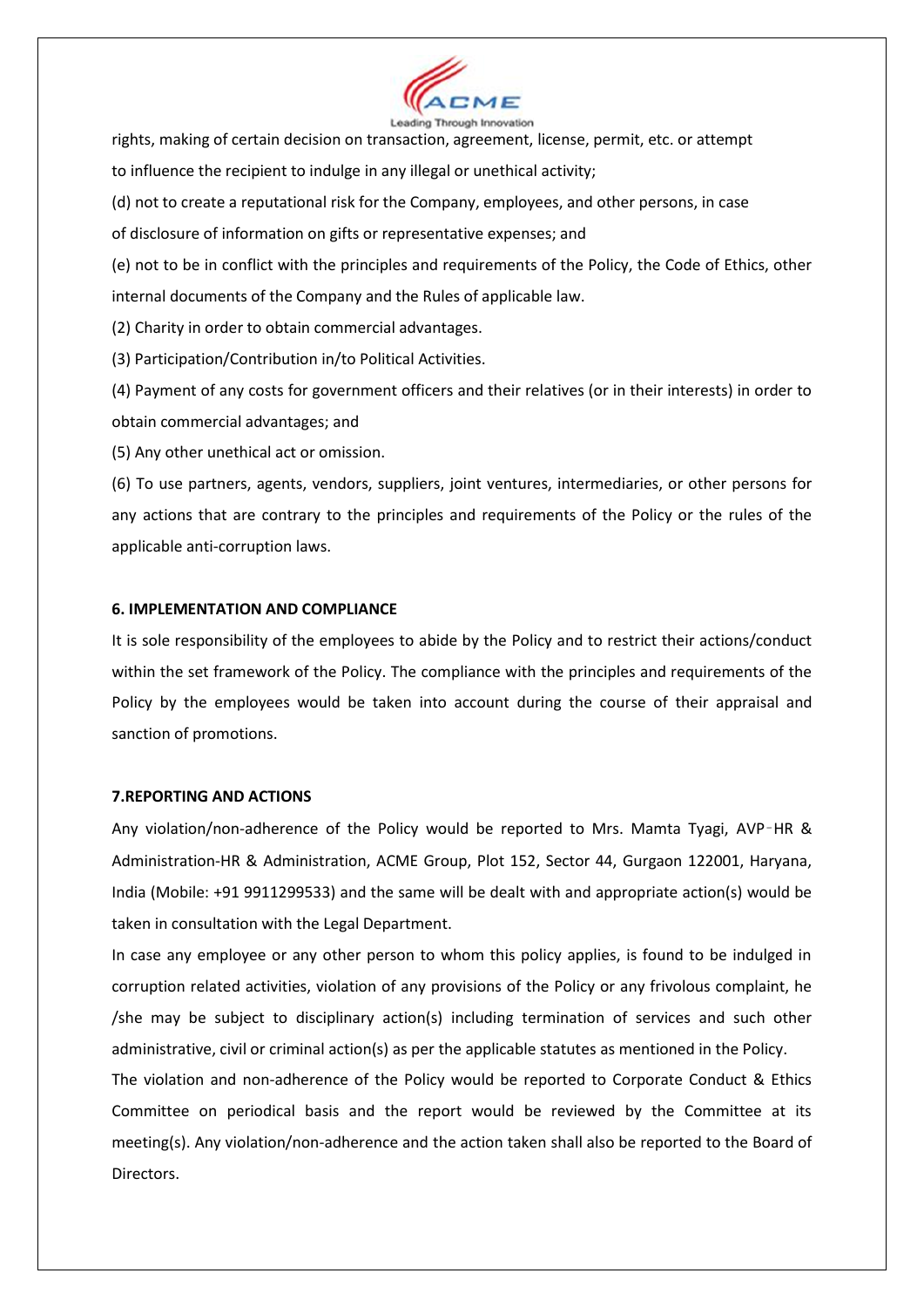rights, making of certain decision on transaction, agreement, license, permit, etc. or attempt to influence the recipient to indulge in any illegal or unethical activity;

(d) not to create a reputational risk for the Company, employees, and other persons, in case of disclosure of information on gifts or representative expenses; and

(e) not to be in conflict with the principles and requirements of the Policy, the Code of Ethics, other internal documents of the Company and the Rules of applicable law.

(2) Charity in order to obtain commercial advantages.

(3) Participation/Contribution in/to Political Activities.

(4) Payment of any costs for government officers and their relatives (or in their interests) in order to obtain commercial advantages; and

(5) Any other unethical act or omission.

(6) To use partners, agents, vendors, suppliers, joint ventures, intermediaries, or other persons for any actions that are contrary to the principles and requirements of the Policy or the rules of the applicable anti-corruption laws.

**6. IMPLEMENTATION AND COMPLIANCE**

It is sole responsibility of the employees to abide by the Policy and to restrict their actions/conduct within the set framework of the Policy. The compliance with the principles and requirements of the Policy by the employees would be taken into account during the course of their appraisal and sanction of promotions.

**7.REPORTING AND ACTIONS**

Any violation/non-adherence of the Policy would be reported to Mrs. Mamta Tyagi, AVP‑HR & Administration-HR & Administration, ACME Group, Plot 152, Sector 44, Gurgaon 122001, Haryana, India (Mobile: +91 9911299533) and the same will be dealt with and appropriate action(s) would be taken in consultation with the Legal Department.

In case any employee or any other person to whom this policy applies, is found to be indulged in corruption related activities, violation of any provisions of the Policy or any frivolous complaint, he /she may be subject to disciplinary action(s) including termination of services and such other administrative, civil or criminal action(s) as per the applicable statutes as mentioned in the Policy.

The violation and non-adherence of the Policy would be reported to Corporate Conduct & Ethics Committee on periodical basis and the report would be reviewed by the Committee at its meeting(s). Any violation/non-adherence and the action taken shall also be reported to the Board of Directors.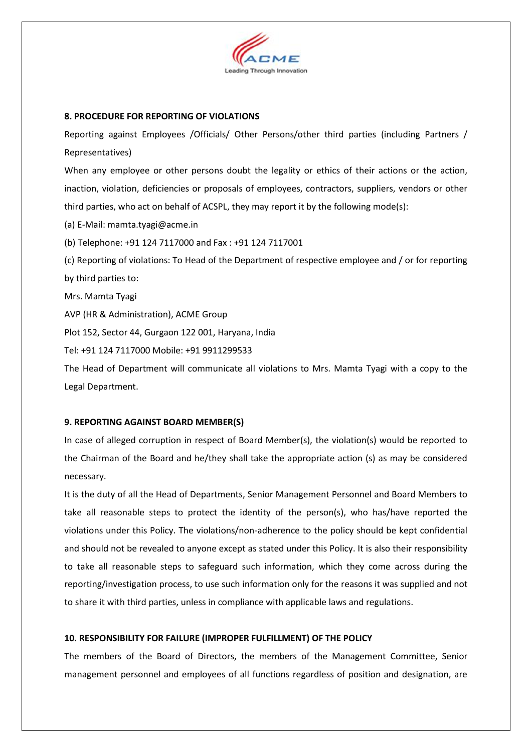## 8. PROCEDURE FOR REPORTING OF VIOLATIONS

Reporting against Employees /Officials/ Other Persons/other third parties (including Partners / Representatives)

When any employee or other persons doubt the legality or ethics of their actions or the action, inaction, violation, deficiencies or proposals of employees, contractors, suppliers, vendors or other third parties, who act on behalf of ACSPL, they may report it by the following mode(s):

(a) E-Mail: mamta.tyagi@acme.in

(b) Telephone: +91 124 7117000 and Fax : +91 124 7117001

(c) Reporting of violations: To Head of the Department of respective employee and / or for reporting by third parties to:

Mrs. Mamta Tyagi

AVP (HR & Administration), ACME Group

Plot 152, Sector 44, Gurgaon 122 001, Haryana, India

Tel: +91 124 7117000 Mobile: +91 9911299533

The Head of Department will communicate all violations to Mrs. Mamta Tyagi with a copy to the Legal Department.

## 9. REPORTING AGAINST BOARD MEMBER(S)

In case of alleged corruption in respect of Board Member(s), the violation(s) would be reported to the Chairman of the Board and he/they shall take the appropriate action (s) as may be considered necessary.

It is the duty of all the Head of Departments, Senior Management Personnel and Board Members to take all reasonable steps to protect the identity of the person(s), who has/have reported the violations under this Policy. The violations/non-adherence to the policy should be kept confidential and should not be revealed to anyone except as stated under this Policy. It is also their responsibility to take all reasonable steps to safeguard such information, which they come across during the reporting/investigation process, to use such information only for the reasons it was supplied and not to share it with third parties, unless in compliance with applicable laws and regulations.

## 10. RESPONSIBILITY FOR FAILURE (IMPROPER FULFILLMENT) OF THE POLICY

The members of the Board of Directors, the members of the Management Committee, Senior management personnel and employees of all functions regardless of position and designation, are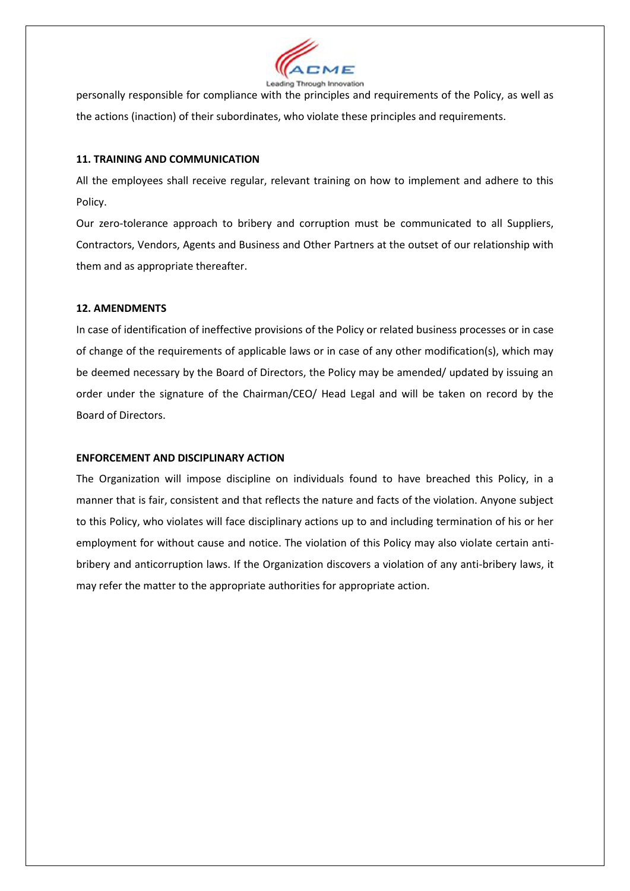personally responsible for compliance with the principles and requirements of the Policy, as well as the actions (inaction) of their subordinates, who violate these principles and requirements.

**11. TRAINING AND COMMUNICATION**

All the employees shall receive regular, relevant training on how to implement and adhere to this Policy.

Our zero-tolerance approach to bribery and corruption must be communicated to all Suppliers, Contractors, Vendors, Agents and Business and Other Partners at the outset of our relationship with them and as appropriate thereafter.

**12. AMENDMENTS**

In case of identification of ineffective provisions of the Policy or related business processes or in case of change of the requirements of applicable laws or in case of any other modification(s), which may be deemed necessary by the Board of Directors, the Policy may be amended/ updated by issuing an order under the signature of the Chairman/CEO/ Head Legal and will be taken on record by the Board of Directors.

**ENFORCEMENT AND DISCIPLINARY ACTION**

The Organization will impose discipline on individuals found to have breached this Policy, in a manner that is fair, consistent and that reflects the nature and facts of the violation. Anyone subject to this Policy, who violates will face disciplinary actions up to and including termination of his or her employment for without cause and notice. The violation of this Policy may also violate certain anti-bribery and anticorruption laws. If the Organization discovers a violation of any anti-bribery laws, it may refer the matter to the appropriate authorities for appropriate action.